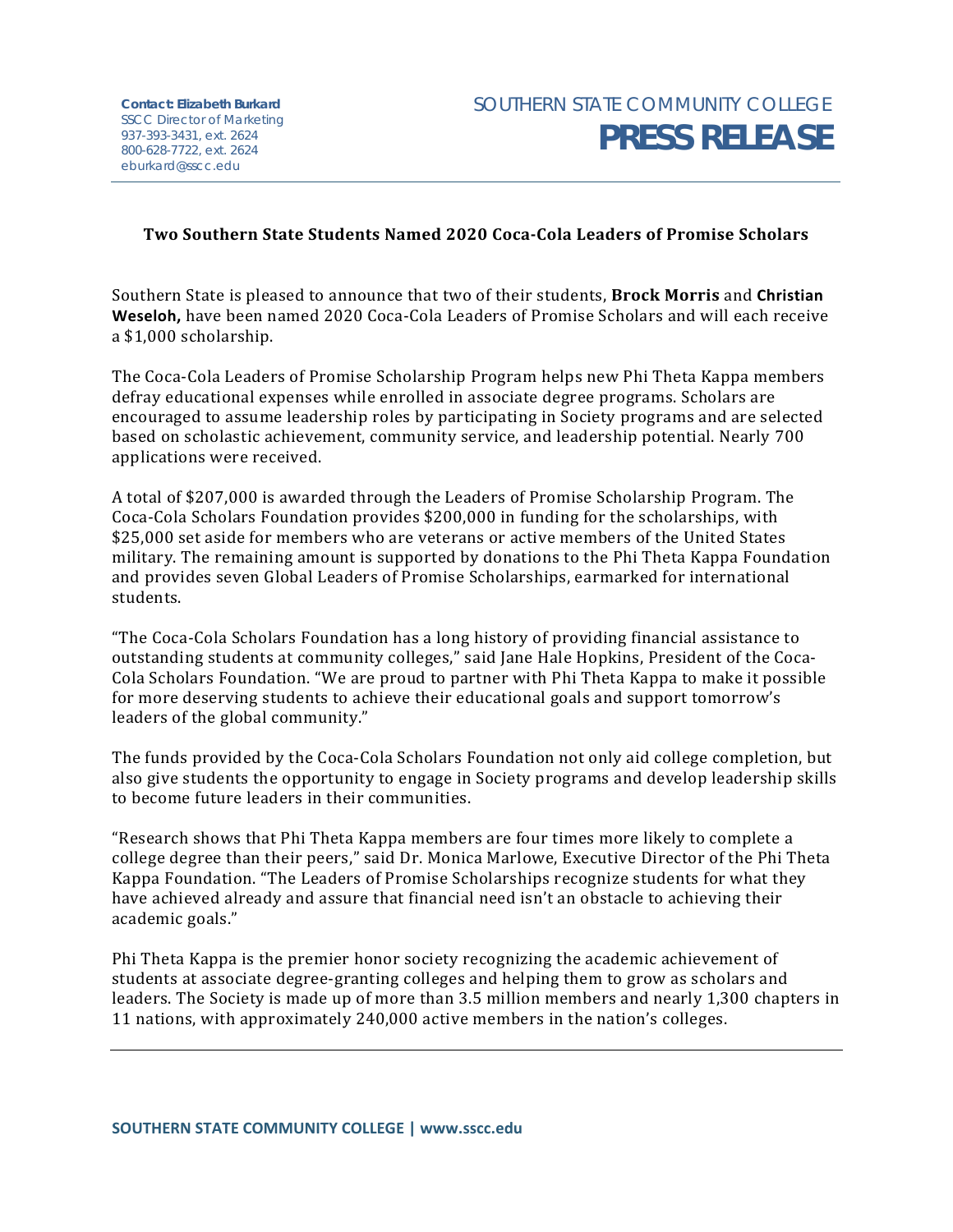**Contact: Elizabeth Burkard**
SSCC Director of Marketing
937-393-3431, ext. 2624
800-628-7722, ext. 2624
eburkard@sscc.edu

SOUTHERN STATE COMMUNITY COLLEGE
# PRESS RELEASE

## Two Southern State Students Named 2020 Coca-Cola Leaders of Promise Scholars

Southern State is pleased to announce that two of their students, **Brock Morris** and **Christian Weseloh,** have been named 2020 Coca-Cola Leaders of Promise Scholars and will each receive a $1,000 scholarship.

The Coca-Cola Leaders of Promise Scholarship Program helps new Phi Theta Kappa members defray educational expenses while enrolled in associate degree programs. Scholars are encouraged to assume leadership roles by participating in Society programs and are selected based on scholastic achievement, community service, and leadership potential. Nearly 700 applications were received.

A total of $207,000 is awarded through the Leaders of Promise Scholarship Program. The Coca-Cola Scholars Foundation provides $200,000 in funding for the scholarships, with $25,000 set aside for members who are veterans or active members of the United States military. The remaining amount is supported by donations to the Phi Theta Kappa Foundation and provides seven Global Leaders of Promise Scholarships, earmarked for international students.

"The Coca-Cola Scholars Foundation has a long history of providing financial assistance to outstanding students at community colleges," said Jane Hale Hopkins, President of the Coca-Cola Scholars Foundation. "We are proud to partner with Phi Theta Kappa to make it possible for more deserving students to achieve their educational goals and support tomorrow's leaders of the global community."

The funds provided by the Coca-Cola Scholars Foundation not only aid college completion, but also give students the opportunity to engage in Society programs and develop leadership skills to become future leaders in their communities.

"Research shows that Phi Theta Kappa members are four times more likely to complete a college degree than their peers," said Dr. Monica Marlowe, Executive Director of the Phi Theta Kappa Foundation. "The Leaders of Promise Scholarships recognize students for what they have achieved already and assure that financial need isn't an obstacle to achieving their academic goals."

Phi Theta Kappa is the premier honor society recognizing the academic achievement of students at associate degree-granting colleges and helping them to grow as scholars and leaders. The Society is made up of more than 3.5 million members and nearly 1,300 chapters in 11 nations, with approximately 240,000 active members in the nation's colleges.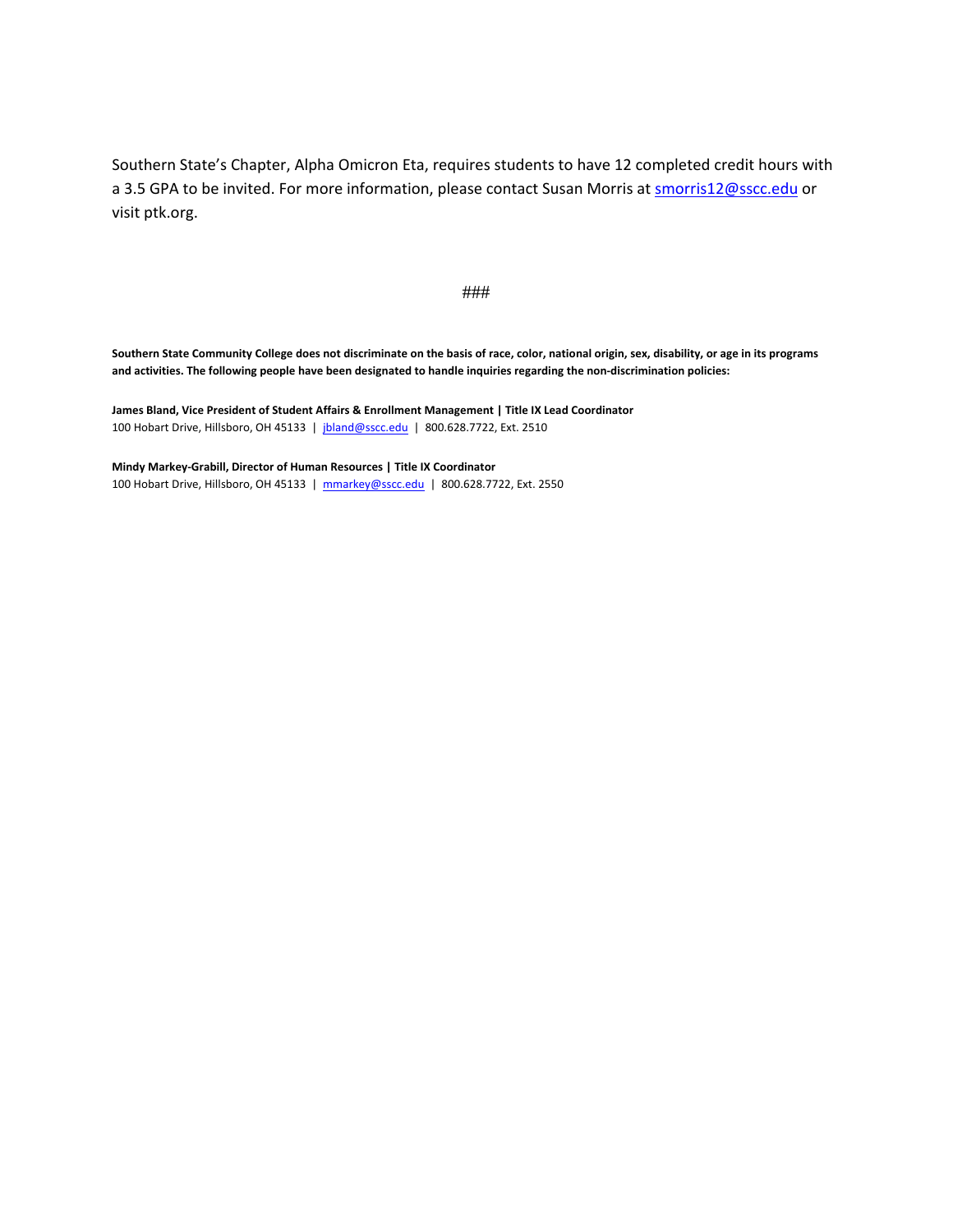Southern State's Chapter, Alpha Omicron Eta, requires students to have 12 completed credit hours with a 3.5 GPA to be invited. For more information, please contact Susan Morris at smorris12@sscc.edu or visit ptk.org.

###

**Southern State Community College does not discriminate on the basis of race, color, national origin, sex, disability, or age in its programs and activities. The following people have been designated to handle inquiries regarding the non-discrimination policies:**

**James Bland, Vice President of Student Affairs & Enrollment Management | Title IX Lead Coordinator**
100 Hobart Drive, Hillsboro, OH 45133 | jbland@sscc.edu | 800.628.7722, Ext. 2510

**Mindy Markey-Grabill, Director of Human Resources | Title IX Coordinator**
100 Hobart Drive, Hillsboro, OH 45133 | mmarkey@sscc.edu | 800.628.7722, Ext. 2550